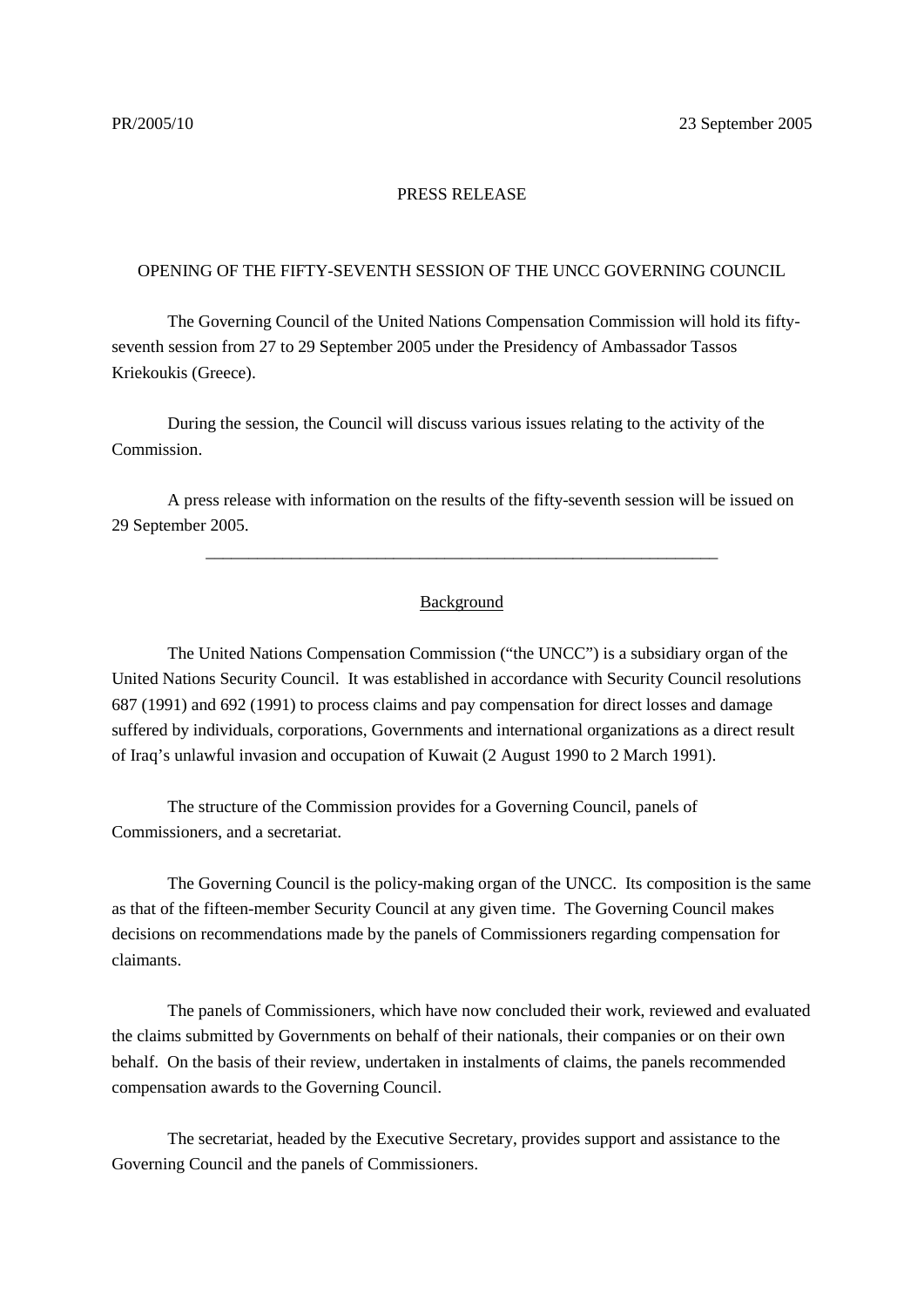PR/2005/10 23 September 2005

PRESS RELEASE

OPENING OF THE FIFTY-SEVENTH SESSION OF THE UNCC GOVERNING COUNCIL

The Governing Council of the United Nations Compensation Commission will hold its fifty-seventh session from 27 to 29 September 2005 under the Presidency of Ambassador Tassos Kriekoukis (Greece).

During the session, the Council will discuss various issues relating to the activity of the Commission.

A press release with information on the results of the fifty-seventh session will be issued on 29 September 2005.

---

Background

The United Nations Compensation Commission ("the UNCC") is a subsidiary organ of the United Nations Security Council. It was established in accordance with Security Council resolutions 687 (1991) and 692 (1991) to process claims and pay compensation for direct losses and damage suffered by individuals, corporations, Governments and international organizations as a direct result of Iraq's unlawful invasion and occupation of Kuwait (2 August 1990 to 2 March 1991).

The structure of the Commission provides for a Governing Council, panels of Commissioners, and a secretariat.

The Governing Council is the policy-making organ of the UNCC. Its composition is the same as that of the fifteen-member Security Council at any given time. The Governing Council makes decisions on recommendations made by the panels of Commissioners regarding compensation for claimants.

The panels of Commissioners, which have now concluded their work, reviewed and evaluated the claims submitted by Governments on behalf of their nationals, their companies or on their own behalf. On the basis of their review, undertaken in instalments of claims, the panels recommended compensation awards to the Governing Council.

The secretariat, headed by the Executive Secretary, provides support and assistance to the Governing Council and the panels of Commissioners.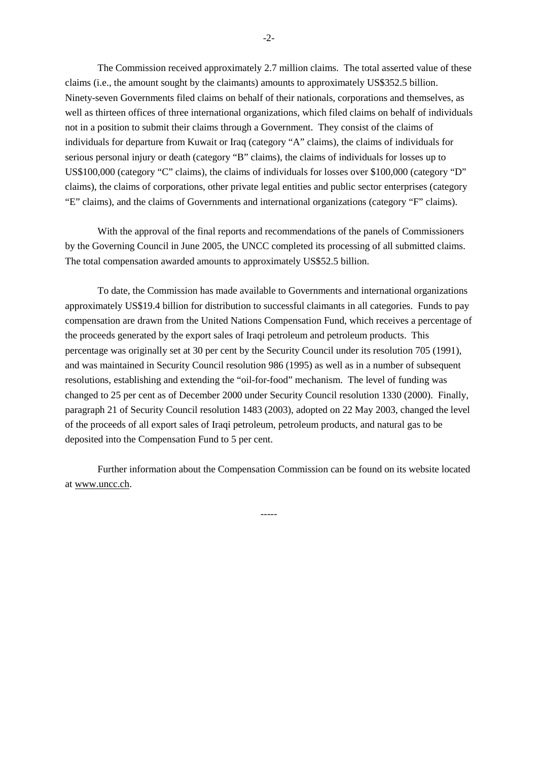The Commission received approximately 2.7 million claims. The total asserted value of these claims (i.e., the amount sought by the claimants) amounts to approximately US$352.5 billion. Ninety-seven Governments filed claims on behalf of their nationals, corporations and themselves, as well as thirteen offices of three international organizations, which filed claims on behalf of individuals not in a position to submit their claims through a Government. They consist of the claims of individuals for departure from Kuwait or Iraq (category "A" claims), the claims of individuals for serious personal injury or death (category "B" claims), the claims of individuals for losses up to US$100,000 (category "C" claims), the claims of individuals for losses over $100,000 (category "D" claims), the claims of corporations, other private legal entities and public sector enterprises (category "E" claims), and the claims of Governments and international organizations (category "F" claims).

With the approval of the final reports and recommendations of the panels of Commissioners by the Governing Council in June 2005, the UNCC completed its processing of all submitted claims. The total compensation awarded amounts to approximately US$52.5 billion.

To date, the Commission has made available to Governments and international organizations approximately US$19.4 billion for distribution to successful claimants in all categories. Funds to pay compensation are drawn from the United Nations Compensation Fund, which receives a percentage of the proceeds generated by the export sales of Iraqi petroleum and petroleum products. This percentage was originally set at 30 per cent by the Security Council under its resolution 705 (1991), and was maintained in Security Council resolution 986 (1995) as well as in a number of subsequent resolutions, establishing and extending the "oil-for-food" mechanism. The level of funding was changed to 25 per cent as of December 2000 under Security Council resolution 1330 (2000). Finally, paragraph 21 of Security Council resolution 1483 (2003), adopted on 22 May 2003, changed the level of the proceeds of all export sales of Iraqi petroleum, petroleum products, and natural gas to be deposited into the Compensation Fund to 5 per cent.

Further information about the Compensation Commission can be found on its website located at www.uncc.ch.

-----